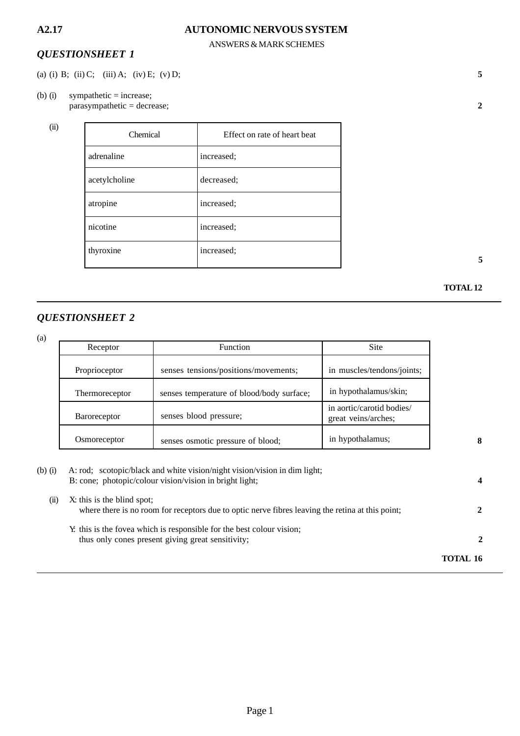# A2.17 AUTONOMIC NERVOUS SYSTEM

ANSWERS & MARK SCHEMES

## *QUESTIONSHEET 1*

(a) (i) B; (ii) C; (iii) A; (iv) E; (v) D; **5**

(b) (i) sympathetic = increase;
parasympathetic = decrease; **2**

(ii)

| Chemical | Effect on rate of heart beat |
|---|---|
| adrenaline | increased; |
| acetylcholine | decreased; |
| atropine | increased; |
| nicotine | increased; |
| thyroxine | increased; |

**5**

**TOTAL 12**

---

## *QUESTIONSHEET 2*

(a)

| Receptor | Function | Site |
|---|---|---|
| Proprioceptor | senses tensions/positions/movements; | in muscles/tendons/joints; |
| Thermoreceptor | senses temperature of blood/body surface; | in hypothalamus/skin; |
| Baroreceptor | senses blood pressure; | in aortic/carotid bodies/ great veins/arches; |
| Osmoreceptor | senses osmotic pressure of blood; | in hypothalamus; |

**8**

(b) (i) A: rod; scotopic/black and white vision/night vision/vision in dim light;
B: cone; photopic/colour vision/vision in bright light; **4**

(ii) X: this is the blind spot;
where there is no room for receptors due to optic nerve fibres leaving the retina at this point; **2**

Y: this is the fovea which is responsible for the best colour vision;
thus only cones present giving great sensitivity; **2**

**TOTAL 16**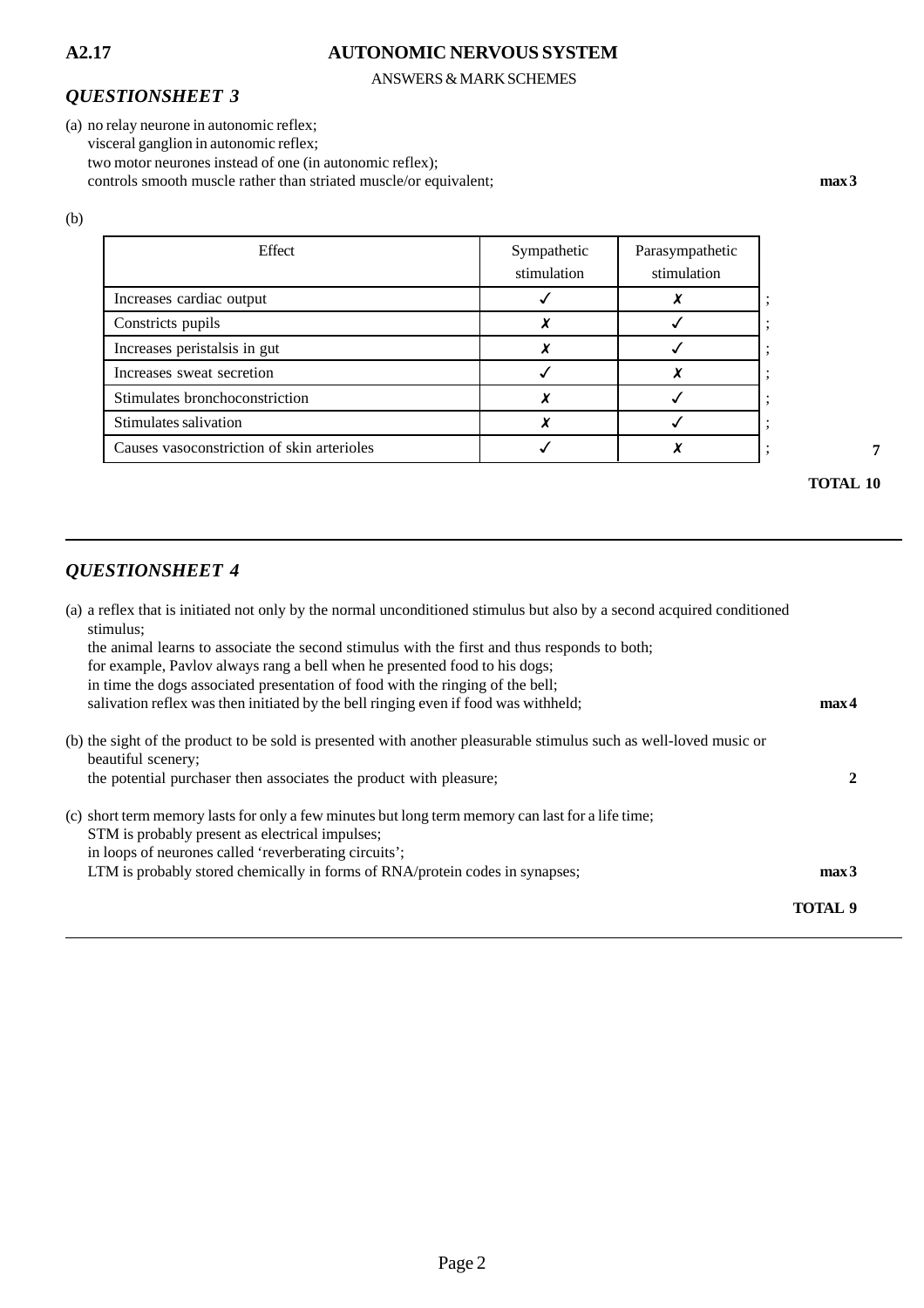## A2.17 AUTONOMIC NERVOUS SYSTEM

ANSWERS & MARK SCHEMES

### *QUESTIONSHEET 3*

(a) no relay neurone in autonomic reflex;
visceral ganglion in autonomic reflex;
two motor neurones instead of one (in autonomic reflex);
controls smooth muscle rather than striated muscle/or equivalent; **max 3**

(b)

| Effect | Sympathetic stimulation | Parasympathetic stimulation | |
|---|---|---|---|
| Increases cardiac output | ✓ | ✗ | ; |
| Constricts pupils | ✗ | ✓ | ; |
| Increases peristalsis in gut | ✗ | ✓ | ; |
| Increases sweat secretion | ✓ | ✗ | ; |
| Stimulates bronchoconstriction | ✗ | ✓ | ; |
| Stimulates salivation | ✗ | ✓ | ; |
| Causes vasoconstriction of skin arterioles | ✓ | ✗ | ; |

**7**

**TOTAL 10**

---

### *QUESTIONSHEET 4*

(a) a reflex that is initiated not only by the normal unconditioned stimulus but also by a second acquired conditioned stimulus;
the animal learns to associate the second stimulus with the first and thus responds to both;
for example, Pavlov always rang a bell when he presented food to his dogs;
in time the dogs associated presentation of food with the ringing of the bell;
salivation reflex was then initiated by the bell ringing even if food was withheld; **max 4**

(b) the sight of the product to be sold is presented with another pleasurable stimulus such as well-loved music or beautiful scenery;
the potential purchaser then associates the product with pleasure; **2**

(c) short term memory lasts for only a few minutes but long term memory can last for a life time;
STM is probably present as electrical impulses;
in loops of neurones called 'reverberating circuits';
LTM is probably stored chemically in forms of RNA/protein codes in synapses; **max 3**

**TOTAL 9**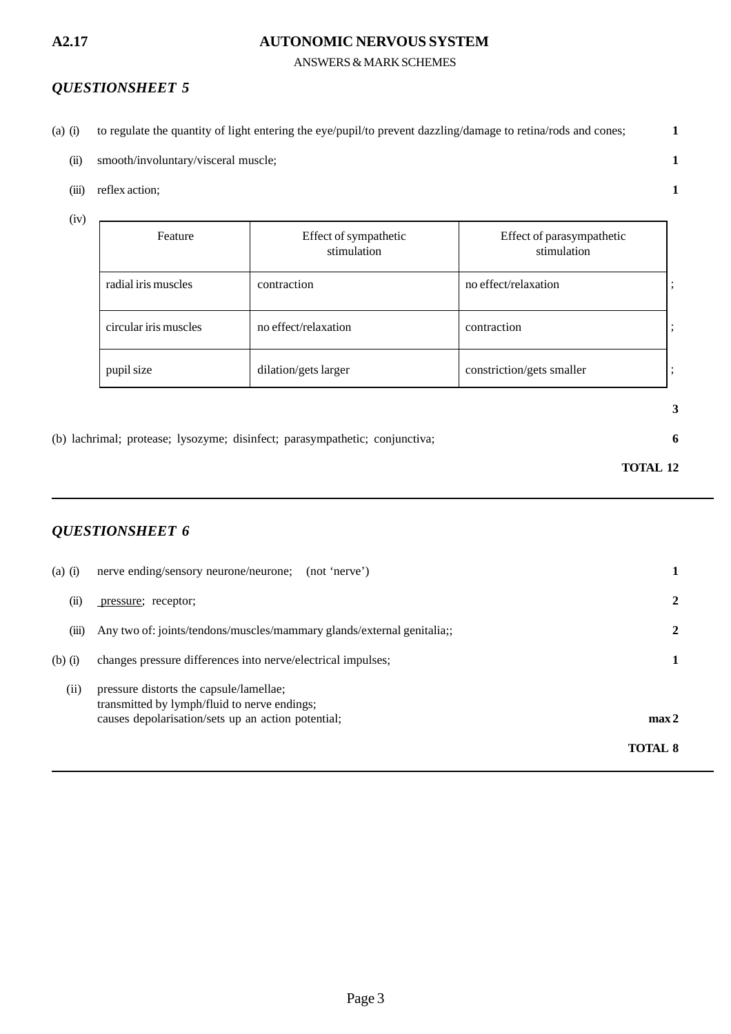**A2.17** **AUTONOMIC NERVOUS SYSTEM**

ANSWERS & MARK SCHEMES

## *QUESTIONSHEET 5*

(a) (i) to regulate the quantity of light entering the eye/pupil/to prevent dazzling/damage to retina/rods and cones; **1**

(ii) smooth/involuntary/visceral muscle; **1**

(iii) reflex action; **1**

(iv)

| Feature | Effect of sympathetic stimulation | Effect of parasympathetic stimulation | |
|---|---|---|---|
| radial iris muscles | contraction | no effect/relaxation | ; |
| circular iris muscles | no effect/relaxation | contraction | ; |
| pupil size | dilation/gets larger | constriction/gets smaller | ; |

**3**

(b) lachrimal; protease; lysozyme; disinfect; parasympathetic; conjunctiva; **6**

**TOTAL 12**

---

## *QUESTIONSHEET 6*

(a) (i) nerve ending/sensory neurone/neurone; (not 'nerve') **1**

(ii) pressure; receptor; **2**

(iii) Any two of: joints/tendons/muscles/mammary glands/external genitalia;; **2**

(b) (i) changes pressure differences into nerve/electrical impulses; **1**

(ii) pressure distorts the capsule/lamellae;
transmitted by lymph/fluid to nerve endings;
causes depolarisation/sets up an action potential; **max 2**

**TOTAL 8**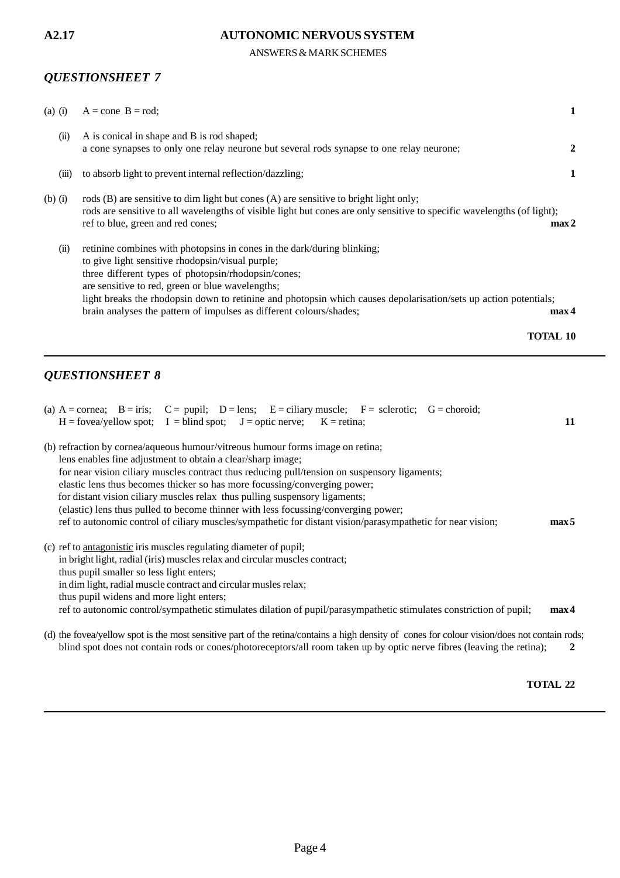**A2.17** **AUTONOMIC NERVOUS SYSTEM**

ANSWERS & MARK SCHEMES

## *QUESTIONSHEET 7*

(a) (i) A = cone B = rod; **1**

(ii) A is conical in shape and B is rod shaped;
a cone synapses to only one relay neurone but several rods synapse to one relay neurone; **2**

(iii) to absorb light to prevent internal reflection/dazzling; **1**

(b) (i) rods (B) are sensitive to dim light but cones (A) are sensitive to bright light only;
rods are sensitive to all wavelengths of visible light but cones are only sensitive to specific wavelengths (of light);
ref to blue, green and red cones; **max 2**

(ii) retinine combines with photopsins in cones in the dark/during blinking;
to give light sensitive rhodopsin/visual purple;
three different types of photopsin/rhodopsin/cones;
are sensitive to red, green or blue wavelengths;
light breaks the rhodopsin down to retinine and photopsin which causes depolarisation/sets up action potentials;
brain analyses the pattern of impulses as different colours/shades; **max 4**

**TOTAL 10**

---

## *QUESTIONSHEET 8*

(a) A = cornea; B = iris; C = pupil; D = lens; E = ciliary muscle; F = sclerotic; G = choroid;
H = fovea/yellow spot; I = blind spot; J = optic nerve; K = retina; **11**

(b) refraction by cornea/aqueous humour/vitreous humour forms image on retina;
lens enables fine adjustment to obtain a clear/sharp image;
for near vision ciliary muscles contract thus reducing pull/tension on suspensory ligaments;
elastic lens thus becomes thicker so has more focussing/converging power;
for distant vision ciliary muscles relax thus pulling suspensory ligaments;
(elastic) lens thus pulled to become thinner with less focussing/converging power;
ref to autonomic control of ciliary muscles/sympathetic for distant vision/parasympathetic for near vision; **max 5**

(c) ref to <u>antagonistic</u> iris muscles regulating diameter of pupil;
in bright light, radial (iris) muscles relax and circular muscles contract;
thus pupil smaller so less light enters;
in dim light, radial muscle contract and circular musles relax;
thus pupil widens and more light enters;
ref to autonomic control/sympathetic stimulates dilation of pupil/parasympathetic stimulates constriction of pupil; **max 4**

(d) the fovea/yellow spot is the most sensitive part of the retina/contains a high density of cones for colour vision/does not contain rods;
blind spot does not contain rods or cones/photoreceptors/all room taken up by optic nerve fibres (leaving the retina); **2**

**TOTAL 22**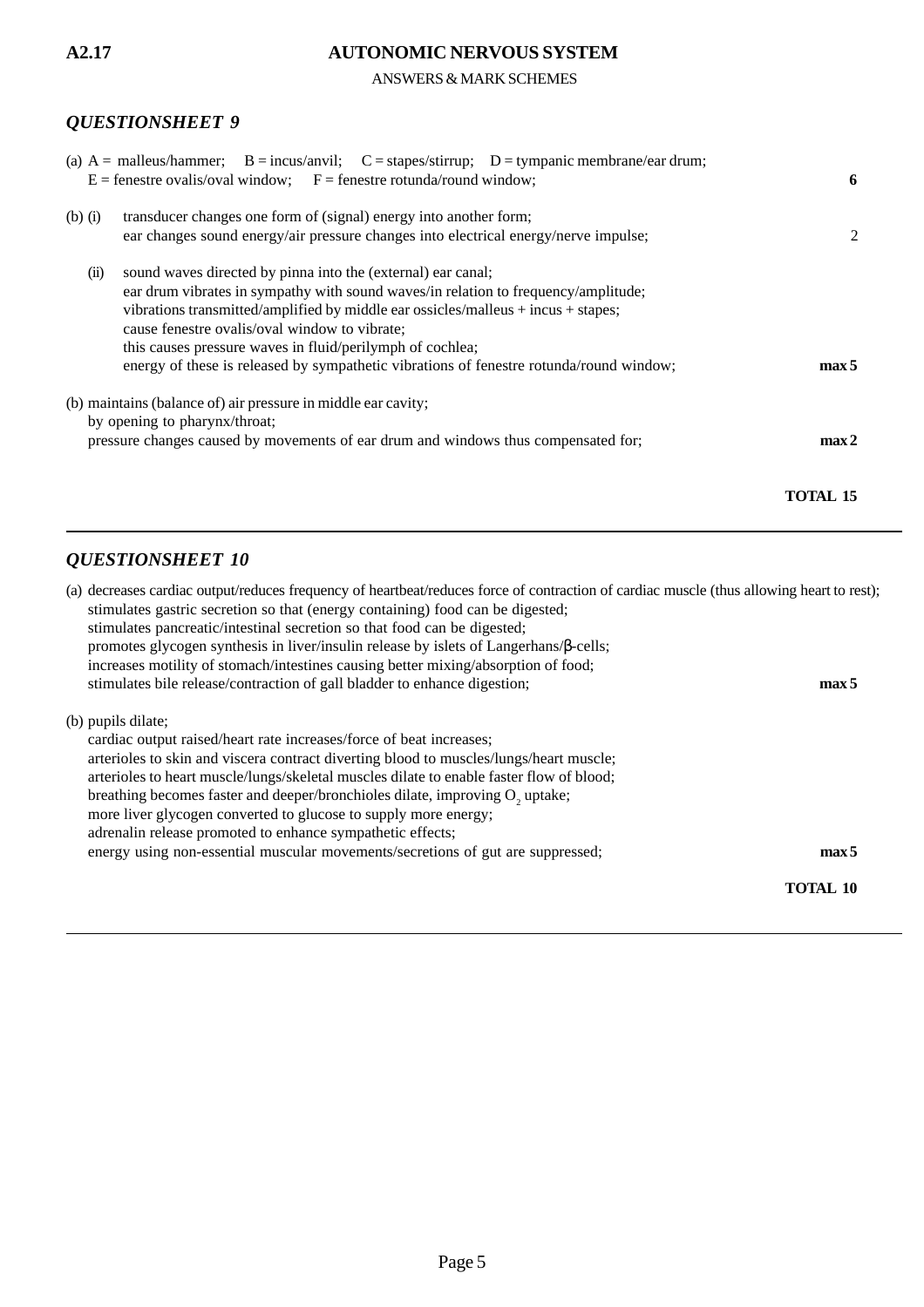**A2.17** **AUTONOMIC NERVOUS SYSTEM**

ANSWERS & MARK SCHEMES

## *QUESTIONSHEET 9*

(a) A = malleus/hammer; B = incus/anvil; C = stapes/stirrup; D = tympanic membrane/ear drum;
E = fenestre ovalis/oval window; F = fenestre rotunda/round window; **6**

(b) (i) transducer changes one form of (signal) energy into another form;
ear changes sound energy/air pressure changes into electrical energy/nerve impulse; 2

(ii) sound waves directed by pinna into the (external) ear canal;
ear drum vibrates in sympathy with sound waves/in relation to frequency/amplitude;
vibrations transmitted/amplified by middle ear ossicles/malleus + incus + stapes;
cause fenestre ovalis/oval window to vibrate;
this causes pressure waves in fluid/perilymph of cochlea;
energy of these is released by sympathetic vibrations of fenestre rotunda/round window; **max 5**

(b) maintains (balance of) air pressure in middle ear cavity;
by opening to pharynx/throat;
pressure changes caused by movements of ear drum and windows thus compensated for; **max 2**

**TOTAL 15**

---

## *QUESTIONSHEET 10*

(a) decreases cardiac output/reduces frequency of heartbeat/reduces force of contraction of cardiac muscle (thus allowing heart to rest);
stimulates gastric secretion so that (energy containing) food can be digested;
stimulates pancreatic/intestinal secretion so that food can be digested;
promotes glycogen synthesis in liver/insulin release by islets of Langerhans/β-cells;
increases motility of stomach/intestines causing better mixing/absorption of food;
stimulates bile release/contraction of gall bladder to enhance digestion; **max 5**

(b) pupils dilate;
cardiac output raised/heart rate increases/force of beat increases;
arterioles to skin and viscera contract diverting blood to muscles/lungs/heart muscle;
arterioles to heart muscle/lungs/skeletal muscles dilate to enable faster flow of blood;
breathing becomes faster and deeper/bronchioles dilate, improving $O_2$ uptake;
more liver glycogen converted to glucose to supply more energy;
adrenalin release promoted to enhance sympathetic effects;
energy using non-essential muscular movements/secretions of gut are suppressed; **max 5**

**TOTAL 10**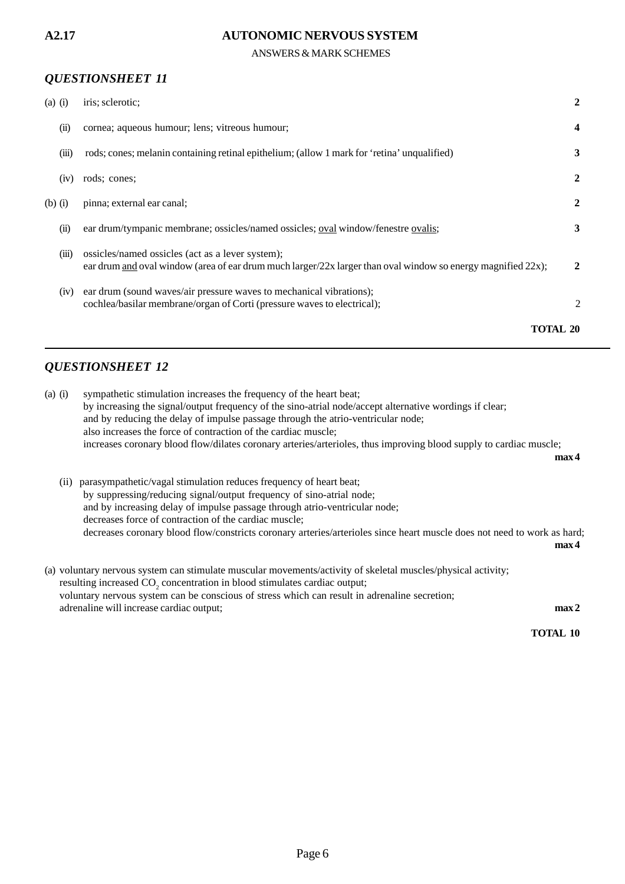**A2.17** **AUTONOMIC NERVOUS SYSTEM**

ANSWERS & MARK SCHEMES

## *QUESTIONSHEET 11*

| | | | |
|---|---|---|---|
| (a) | (i) | iris; sclerotic; | **2** |
| | (ii) | cornea; aqueous humour; lens; vitreous humour; | **4** |
| | (iii) | rods; cones; melanin containing retinal epithelium; (allow 1 mark for 'retina' unqualified) | **3** |
| | (iv) | rods; cones; | **2** |
| (b) | (i) | pinna; external ear canal; | **2** |
| | (ii) | ear drum/tympanic membrane; ossicles/named ossicles; <u>oval</u> window/fenestre <u>ovalis</u>; | **3** |
| | (iii) | ossicles/named ossicles (act as a lever system); ear drum <u>and</u> oval window (area of ear drum much larger/22x larger than oval window so energy magnified 22x); | **2** |
| | (iv) | ear drum (sound waves/air pressure waves to mechanical vibrations); cochlea/basilar membrane/organ of Corti (pressure waves to electrical); | 2 |

**TOTAL 20**

---

## *QUESTIONSHEET 12*

(a) (i) sympathetic stimulation increases the frequency of the heart beat;
by increasing the signal/output frequency of the sino-atrial node/accept alternative wordings if clear;
and by reducing the delay of impulse passage through the atrio-ventricular node;
also increases the force of contraction of the cardiac muscle;
increases coronary blood flow/dilates coronary arteries/arterioles, thus improving blood supply to cardiac muscle;

**max 4**

(ii) parasympathetic/vagal stimulation reduces frequency of heart beat;
by suppressing/reducing signal/output frequency of sino-atrial node;
and by increasing delay of impulse passage through atrio-ventricular node;
decreases force of contraction of the cardiac muscle;
decreases coronary blood flow/constricts coronary arteries/arterioles since heart muscle does not need to work as hard;

**max 4**

(a) voluntary nervous system can stimulate muscular movements/activity of skeletal muscles/physical activity;
resulting increased $CO_2$ concentration in blood stimulates cardiac output;
voluntary nervous system can be conscious of stress which can result in adrenaline secretion;
adrenaline will increase cardiac output;

**max 2**

**TOTAL 10**